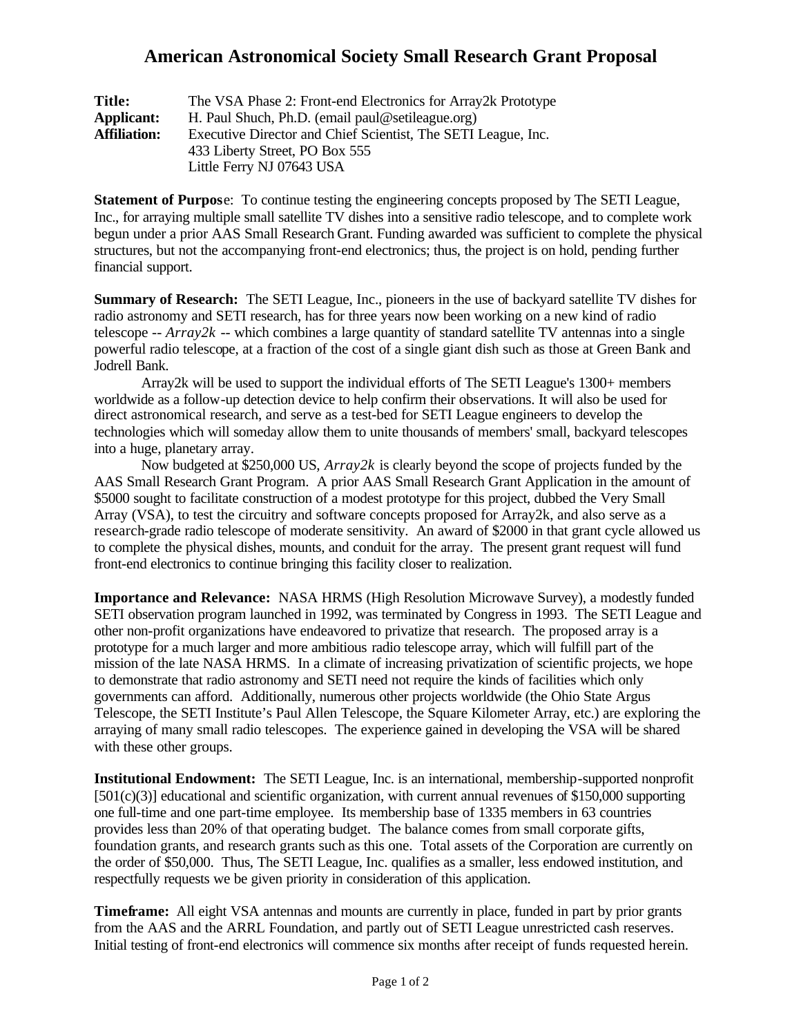# American Astronomical Society Small Research Grant Proposal

**Title:** The VSA Phase 2: Front-end Electronics for Array2k Prototype
**Applicant:** H. Paul Shuch, Ph.D. (email paul@setileague.org)
**Affiliation:** Executive Director and Chief Scientist, The SETI League, Inc.
433 Liberty Street, PO Box 555
Little Ferry NJ 07643 USA

**Statement of Purpose**: To continue testing the engineering concepts proposed by The SETI League, Inc., for arraying multiple small satellite TV dishes into a sensitive radio telescope, and to complete work begun under a prior AAS Small Research Grant. Funding awarded was sufficient to complete the physical structures, but not the accompanying front-end electronics; thus, the project is on hold, pending further financial support.

**Summary of Research:** The SETI League, Inc., pioneers in the use of backyard satellite TV dishes for radio astronomy and SETI research, has for three years now been working on a new kind of radio telescope -- *Array2k* -- which combines a large quantity of standard satellite TV antennas into a single powerful radio telescope, at a fraction of the cost of a single giant dish such as those at Green Bank and Jodrell Bank.

Array2k will be used to support the individual efforts of The SETI League's 1300+ members worldwide as a follow-up detection device to help confirm their observations. It will also be used for direct astronomical research, and serve as a test-bed for SETI League engineers to develop the technologies which will someday allow them to unite thousands of members' small, backyard telescopes into a huge, planetary array.

Now budgeted at $250,000 US, *Array2k* is clearly beyond the scope of projects funded by the AAS Small Research Grant Program. A prior AAS Small Research Grant Application in the amount of $5000 sought to facilitate construction of a modest prototype for this project, dubbed the Very Small Array (VSA), to test the circuitry and software concepts proposed for Array2k, and also serve as a research-grade radio telescope of moderate sensitivity. An award of $2000 in that grant cycle allowed us to complete the physical dishes, mounts, and conduit for the array. The present grant request will fund front-end electronics to continue bringing this facility closer to realization.

**Importance and Relevance:** NASA HRMS (High Resolution Microwave Survey), a modestly funded SETI observation program launched in 1992, was terminated by Congress in 1993. The SETI League and other non-profit organizations have endeavored to privatize that research. The proposed array is a prototype for a much larger and more ambitious radio telescope array, which will fulfill part of the mission of the late NASA HRMS. In a climate of increasing privatization of scientific projects, we hope to demonstrate that radio astronomy and SETI need not require the kinds of facilities which only governments can afford. Additionally, numerous other projects worldwide (the Ohio State Argus Telescope, the SETI Institute's Paul Allen Telescope, the Square Kilometer Array, etc.) are exploring the arraying of many small radio telescopes. The experience gained in developing the VSA will be shared with these other groups.

**Institutional Endowment:** The SETI League, Inc. is an international, membership-supported nonprofit [501(c)(3)] educational and scientific organization, with current annual revenues of $150,000 supporting one full-time and one part-time employee. Its membership base of 1335 members in 63 countries provides less than 20% of that operating budget. The balance comes from small corporate gifts, foundation grants, and research grants such as this one. Total assets of the Corporation are currently on the order of $50,000. Thus, The SETI League, Inc. qualifies as a smaller, less endowed institution, and respectfully requests we be given priority in consideration of this application.

**Timeframe:** All eight VSA antennas and mounts are currently in place, funded in part by prior grants from the AAS and the ARRL Foundation, and partly out of SETI League unrestricted cash reserves. Initial testing of front-end electronics will commence six months after receipt of funds requested herein.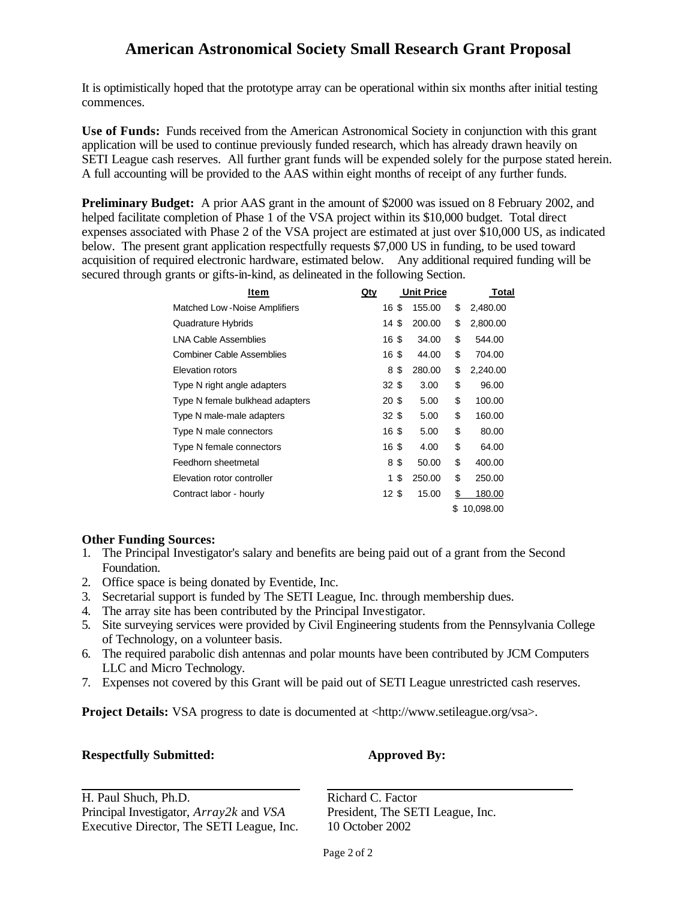# American Astronomical Society Small Research Grant Proposal

It is optimistically hoped that the prototype array can be operational within six months after initial testing commences.

**Use of Funds:** Funds received from the American Astronomical Society in conjunction with this grant application will be used to continue previously funded research, which has already drawn heavily on SETI League cash reserves. All further grant funds will be expended solely for the purpose stated herein. A full accounting will be provided to the AAS within eight months of receipt of any further funds.

**Preliminary Budget:** A prior AAS grant in the amount of $2000 was issued on 8 February 2002, and helped facilitate completion of Phase 1 of the VSA project within its $10,000 budget. Total direct expenses associated with Phase 2 of the VSA project are estimated at just over $10,000 US, as indicated below. The present grant application respectfully requests $7,000 US in funding, to be used toward acquisition of required electronic hardware, estimated below. Any additional required funding will be secured through grants or gifts-in-kind, as delineated in the following Section.

| Item | Qty | Unit Price | Total |
|---|---|---|---|
| Matched Low-Noise Amplifiers | 16 | $ 155.00 | $ 2,480.00 |
| Quadrature Hybrids | 14 | $ 200.00 | $ 2,800.00 |
| LNA Cable Assemblies | 16 | $ 34.00 | $ 544.00 |
| Combiner Cable Assemblies | 16 | $ 44.00 | $ 704.00 |
| Elevation rotors | 8 | $ 280.00 | $ 2,240.00 |
| Type N right angle adapters | 32 | $ 3.00 | $ 96.00 |
| Type N female bulkhead adapters | 20 | $ 5.00 | $ 100.00 |
| Type N male-male adapters | 32 | $ 5.00 | $ 160.00 |
| Type N male connectors | 16 | $ 5.00 | $ 80.00 |
| Type N female connectors | 16 | $ 4.00 | $ 64.00 |
| Feedhorn sheetmetal | 8 | $ 50.00 | $ 400.00 |
| Elevation rotor controller | 1 | $ 250.00 | $ 250.00 |
| Contract labor - hourly | 12 | $ 15.00 | $ 180.00 |
| | | | $ 10,098.00 |

**Other Funding Sources:**

1. The Principal Investigator's salary and benefits are being paid out of a grant from the Second Foundation.
2. Office space is being donated by Eventide, Inc.
3. Secretarial support is funded by The SETI League, Inc. through membership dues.
4. The array site has been contributed by the Principal Investigator.
5. Site surveying services were provided by Civil Engineering students from the Pennsylvania College of Technology, on a volunteer basis.
6. The required parabolic dish antennas and polar mounts have been contributed by JCM Computers LLC and Micro Technology.
7. Expenses not covered by this Grant will be paid out of SETI League unrestricted cash reserves.

**Project Details:** VSA progress to date is documented at <http://www.setileague.org/vsa>.

**Respectfully Submitted:**

H. Paul Shuch, Ph.D.
Principal Investigator, *Array2k* and *VSA*
Executive Director, The SETI League, Inc.

**Approved By:**

Richard C. Factor
President, The SETI League, Inc.
10 October 2002